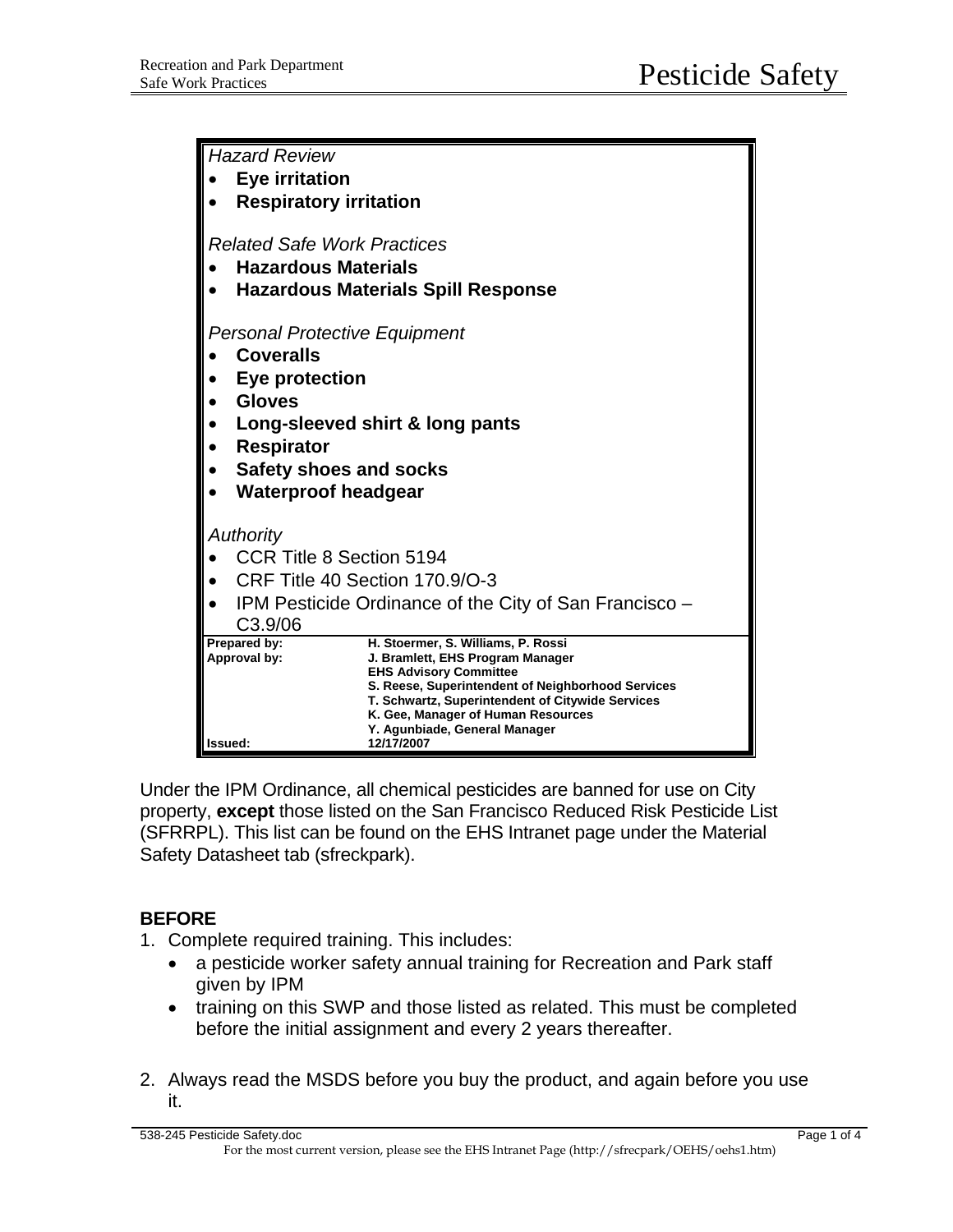# Pesticide Safety

*Hazard Review*

- **Eye irritation**
- **Respiratory irritation**

*Related Safe Work Practices*

- **Hazardous Materials**
- **Hazardous Materials Spill Response**

*Personal Protective Equipment*

- **Coveralls**
- **Eye protection**
- **Gloves**
- **Long-sleeved shirt & long pants**
- **Respirator**
- **Safety shoes and socks**
- **Waterproof headgear**

*Authority*

- CCR Title 8 Section 5194
- CRF Title 40 Section 170.9/O-3
- IPM Pesticide Ordinance of the City of San Francisco – C3.9/06

| | |
|---|---|
| **Prepared by:** | **H. Stoermer, S. Williams, P. Rossi** |
| **Approval by:** | **J. Bramlett, EHS Program Manager**<br>**EHS Advisory Committee**<br>**S. Reese, Superintendent of Neighborhood Services**<br>**T. Schwartz, Superintendent of Citywide Services**<br>**K. Gee, Manager of Human Resources**<br>**Y. Agunbiade, General Manager** |
| **Issued:** | **12/17/2007** |

Under the IPM Ordinance, all chemical pesticides are banned for use on City property, **except** those listed on the San Francisco Reduced Risk Pesticide List (SFRRPL). This list can be found on the EHS Intranet page under the Material Safety Datasheet tab (sfreckpark).

**BEFORE**

1. Complete required training. This includes:
   - a pesticide worker safety annual training for Recreation and Park staff given by IPM
   - training on this SWP and those listed as related. This must be completed before the initial assignment and every 2 years thereafter.

2. Always read the MSDS before you buy the product, and again before you use it.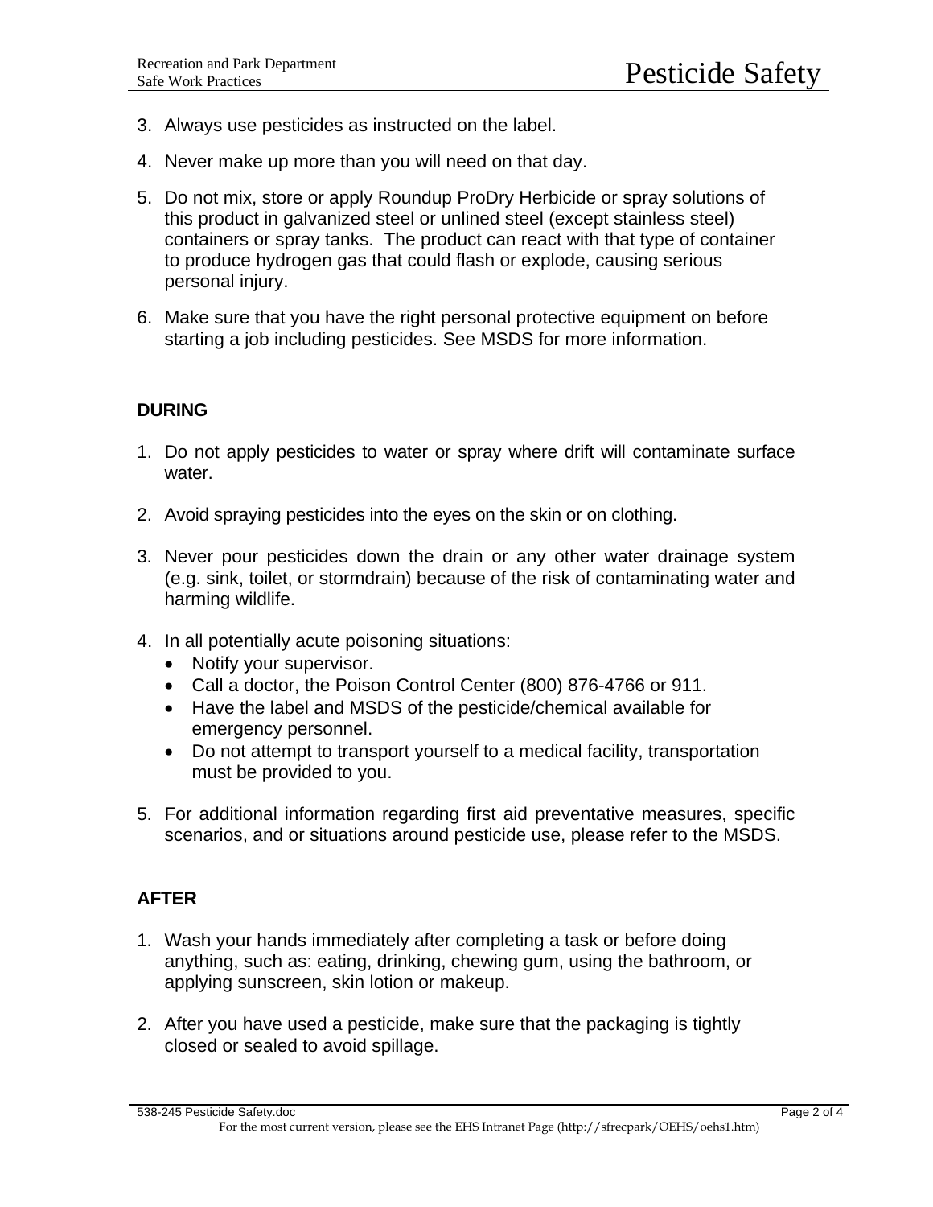3. Always use pesticides as instructed on the label.
4. Never make up more than you will need on that day.
5. Do not mix, store or apply Roundup ProDry Herbicide or spray solutions of this product in galvanized steel or unlined steel (except stainless steel) containers or spray tanks. The product can react with that type of container to produce hydrogen gas that could flash or explode, causing serious personal injury.
6. Make sure that you have the right personal protective equipment on before starting a job including pesticides. See MSDS for more information.

**DURING**

1. Do not apply pesticides to water or spray where drift will contaminate surface water.
2. Avoid spraying pesticides into the eyes on the skin or on clothing.
3. Never pour pesticides down the drain or any other water drainage system (e.g. sink, toilet, or stormdrain) because of the risk of contaminating water and harming wildlife.
4. In all potentially acute poisoning situations:
   - Notify your supervisor.
   - Call a doctor, the Poison Control Center (800) 876-4766 or 911.
   - Have the label and MSDS of the pesticide/chemical available for emergency personnel.
   - Do not attempt to transport yourself to a medical facility, transportation must be provided to you.
5. For additional information regarding first aid preventative measures, specific scenarios, and or situations around pesticide use, please refer to the MSDS.

**AFTER**

1. Wash your hands immediately after completing a task or before doing anything, such as: eating, drinking, chewing gum, using the bathroom, or applying sunscreen, skin lotion or makeup.
2. After you have used a pesticide, make sure that the packaging is tightly closed or sealed to avoid spillage.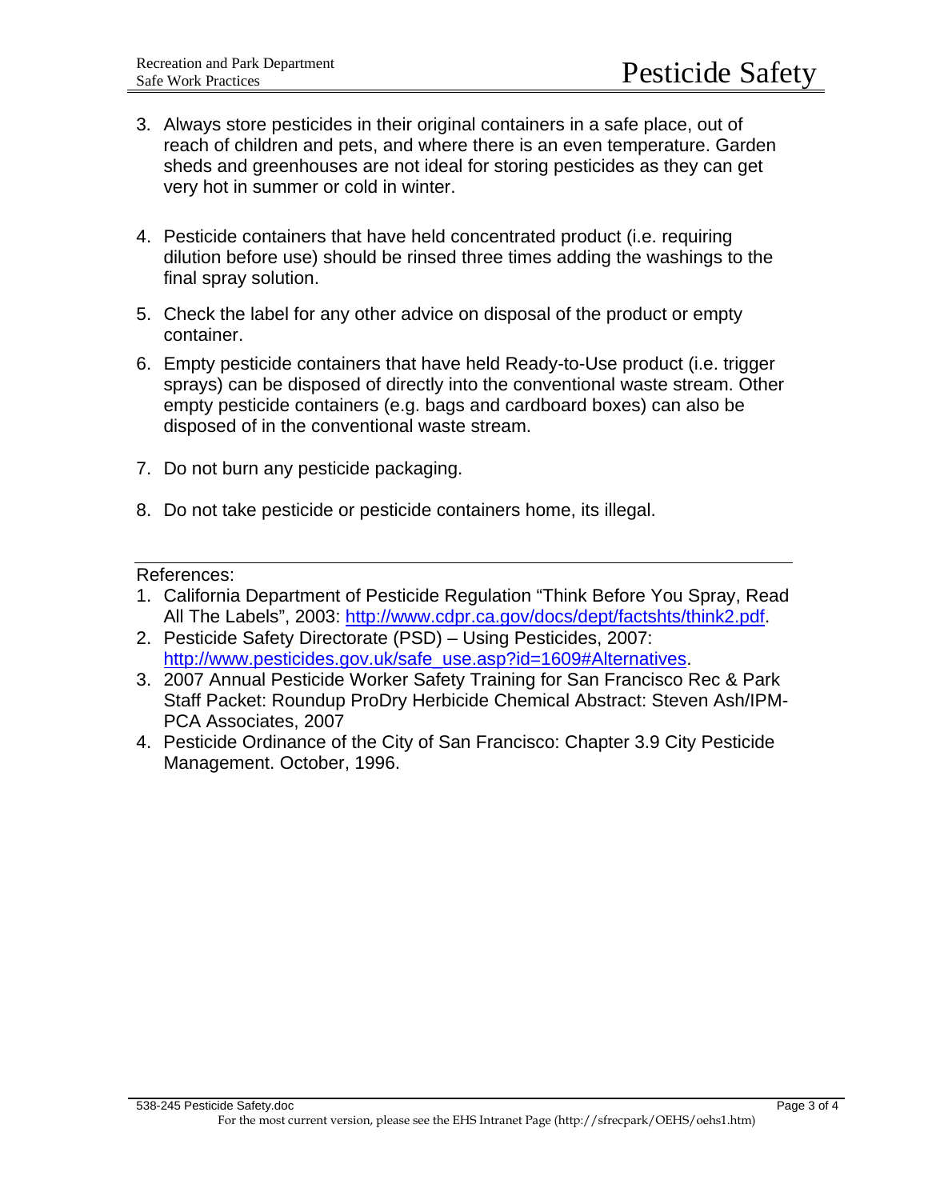3. Always store pesticides in their original containers in a safe place, out of reach of children and pets, and where there is an even temperature. Garden sheds and greenhouses are not ideal for storing pesticides as they can get very hot in summer or cold in winter.

4. Pesticide containers that have held concentrated product (i.e. requiring dilution before use) should be rinsed three times adding the washings to the final spray solution.

5. Check the label for any other advice on disposal of the product or empty container.

6. Empty pesticide containers that have held Ready-to-Use product (i.e. trigger sprays) can be disposed of directly into the conventional waste stream. Other empty pesticide containers (e.g. bags and cardboard boxes) can also be disposed of in the conventional waste stream.

7. Do not burn any pesticide packaging.

8. Do not take pesticide or pesticide containers home, its illegal.

---

References:

1. California Department of Pesticide Regulation "Think Before You Spray, Read All The Labels", 2003: [http://www.cdpr.ca.gov/docs/dept/factshts/think2.pdf](http://www.cdpr.ca.gov/docs/dept/factshts/think2.pdf).
2. Pesticide Safety Directorate (PSD) – Using Pesticides, 2007: [http://www.pesticides.gov.uk/safe_use.asp?id=1609#Alternatives](http://www.pesticides.gov.uk/safe_use.asp?id=1609#Alternatives).
3. 2007 Annual Pesticide Worker Safety Training for San Francisco Rec & Park Staff Packet: Roundup ProDry Herbicide Chemical Abstract: Steven Ash/IPM-PCA Associates, 2007
4. Pesticide Ordinance of the City of San Francisco: Chapter 3.9 City Pesticide Management. October, 1996.